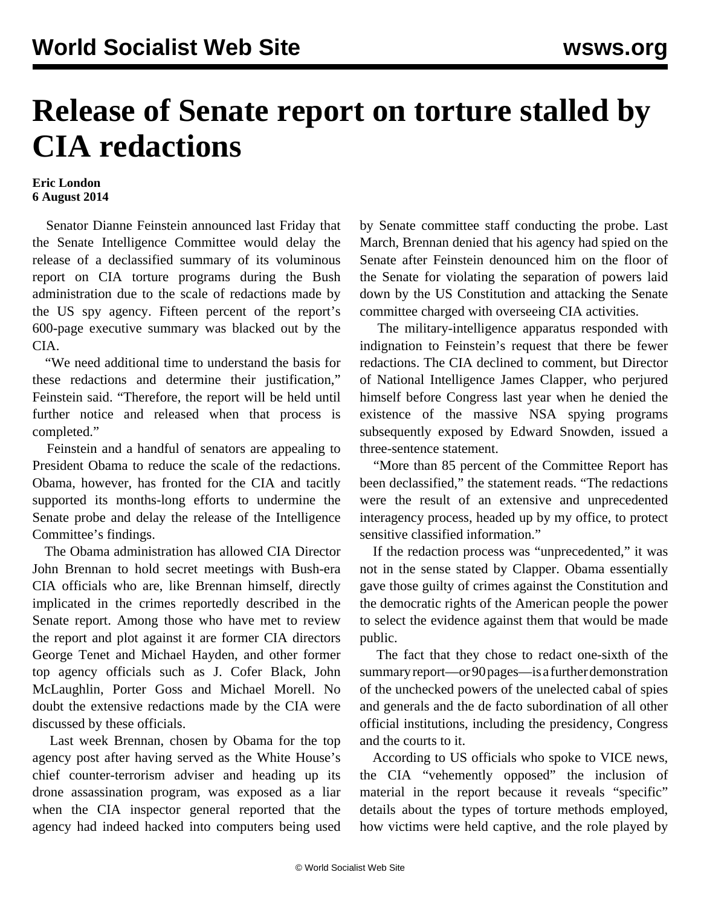# Release of Senate report on torture stalled by CIA redactions

**Eric London**
**6 August 2014**

Senator Dianne Feinstein announced last Friday that the Senate Intelligence Committee would delay the release of a declassified summary of its voluminous report on CIA torture programs during the Bush administration due to the scale of redactions made by the US spy agency. Fifteen percent of the report's 600-page executive summary was blacked out by the CIA.

"We need additional time to understand the basis for these redactions and determine their justification," Feinstein said. "Therefore, the report will be held until further notice and released when that process is completed."

Feinstein and a handful of senators are appealing to President Obama to reduce the scale of the redactions. Obama, however, has fronted for the CIA and tacitly supported its months-long efforts to undermine the Senate probe and delay the release of the Intelligence Committee's findings.

The Obama administration has allowed CIA Director John Brennan to hold secret meetings with Bush-era CIA officials who are, like Brennan himself, directly implicated in the crimes reportedly described in the Senate report. Among those who have met to review the report and plot against it are former CIA directors George Tenet and Michael Hayden, and other former top agency officials such as J. Cofer Black, John McLaughlin, Porter Goss and Michael Morell. No doubt the extensive redactions made by the CIA were discussed by these officials.

Last week Brennan, chosen by Obama for the top agency post after having served as the White House's chief counter-terrorism adviser and heading up its drone assassination program, was exposed as a liar when the CIA inspector general reported that the agency had indeed hacked into computers being used by Senate committee staff conducting the probe. Last March, Brennan denied that his agency had spied on the Senate after Feinstein denounced him on the floor of the Senate for violating the separation of powers laid down by the US Constitution and attacking the Senate committee charged with overseeing CIA activities.

The military-intelligence apparatus responded with indignation to Feinstein's request that there be fewer redactions. The CIA declined to comment, but Director of National Intelligence James Clapper, who perjured himself before Congress last year when he denied the existence of the massive NSA spying programs subsequently exposed by Edward Snowden, issued a three-sentence statement.

"More than 85 percent of the Committee Report has been declassified," the statement reads. "The redactions were the result of an extensive and unprecedented interagency process, headed up by my office, to protect sensitive classified information."

If the redaction process was "unprecedented," it was not in the sense stated by Clapper. Obama essentially gave those guilty of crimes against the Constitution and the democratic rights of the American people the power to select the evidence against them that would be made public.

The fact that they chose to redact one-sixth of the summary report—or 90 pages—is a further demonstration of the unchecked powers of the unelected cabal of spies and generals and the de facto subordination of all other official institutions, including the presidency, Congress and the courts to it.

According to US officials who spoke to VICE news, the CIA "vehemently opposed" the inclusion of material in the report because it reveals "specific" details about the types of torture methods employed, how victims were held captive, and the role played by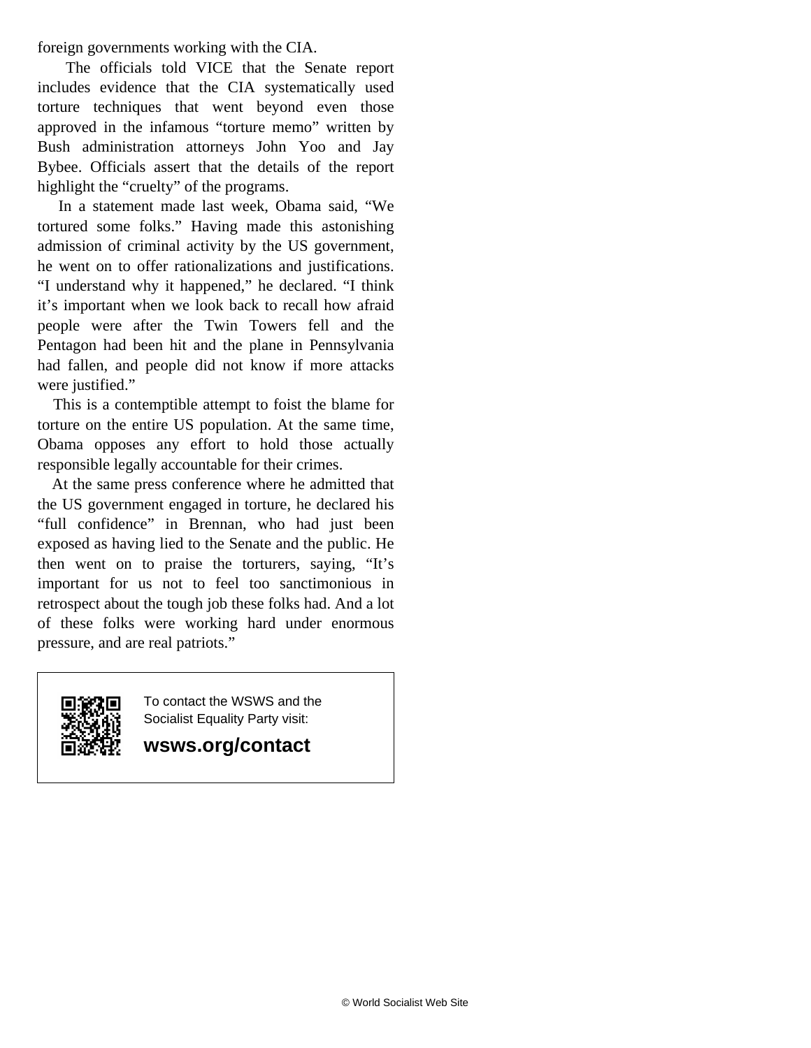foreign governments working with the CIA.

The officials told VICE that the Senate report includes evidence that the CIA systematically used torture techniques that went beyond even those approved in the infamous "torture memo" written by Bush administration attorneys John Yoo and Jay Bybee. Officials assert that the details of the report highlight the "cruelty" of the programs.

In a statement made last week, Obama said, "We tortured some folks." Having made this astonishing admission of criminal activity by the US government, he went on to offer rationalizations and justifications. "I understand why it happened," he declared. "I think it's important when we look back to recall how afraid people were after the Twin Towers fell and the Pentagon had been hit and the plane in Pennsylvania had fallen, and people did not know if more attacks were justified."

This is a contemptible attempt to foist the blame for torture on the entire US population. At the same time, Obama opposes any effort to hold those actually responsible legally accountable for their crimes.

At the same press conference where he admitted that the US government engaged in torture, he declared his "full confidence" in Brennan, who had just been exposed as having lied to the Senate and the public. He then went on to praise the torturers, saying, "It's important for us not to feel too sanctimonious in retrospect about the tough job these folks had. And a lot of these folks were working hard under enormous pressure, and are real patriots."

To contact the WSWS and the Socialist Equality Party visit:

**wsws.org/contact**